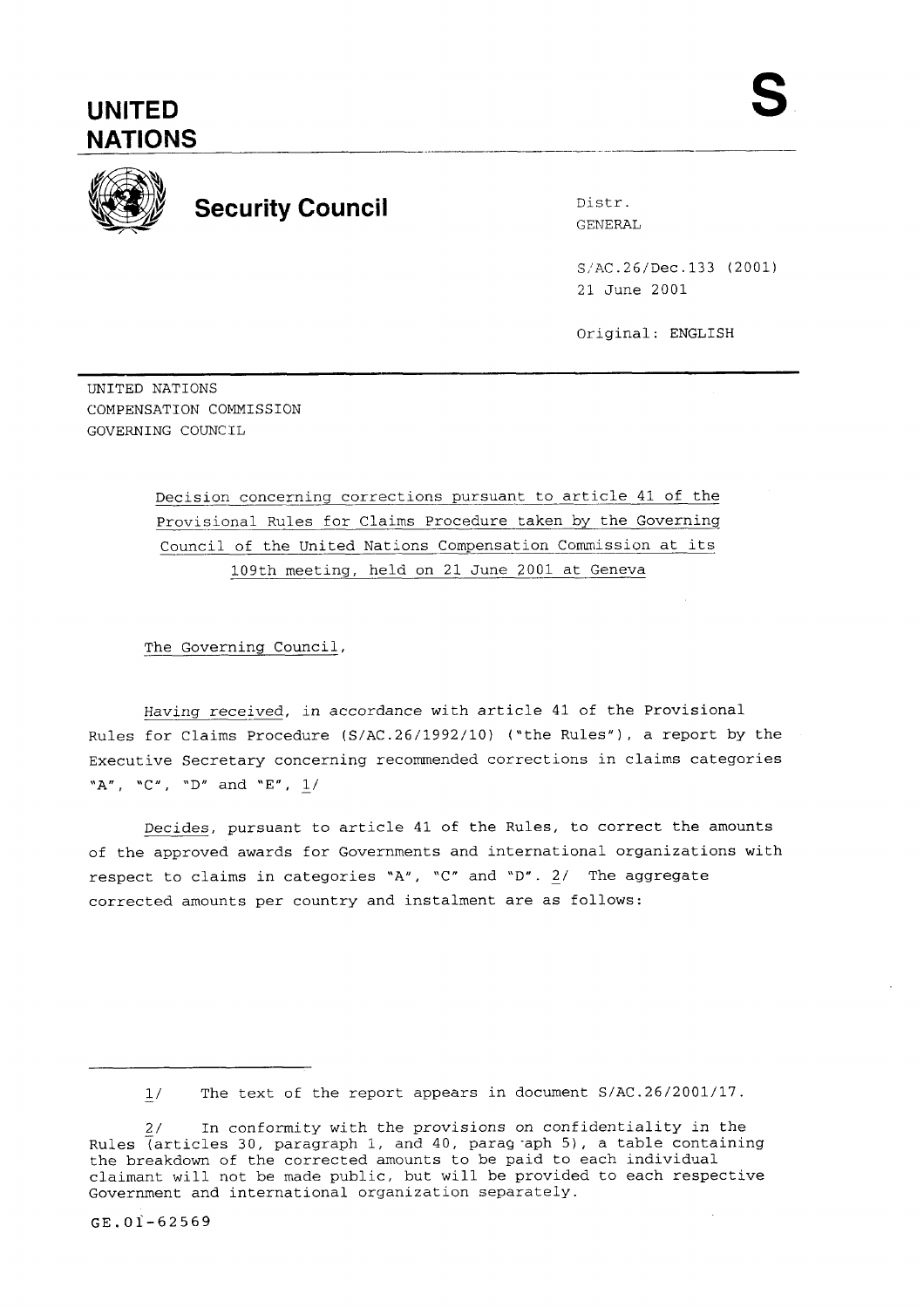# UNITED NATIONS

**S**

## Security Council

Distr.
GENERAL

S/AC.26/Dec.133 (2001)
21 June 2001

Original: ENGLISH

UNITED NATIONS
COMPENSATION COMMISSION
GOVERNING COUNCIL

Decision concerning corrections pursuant to article 41 of the Provisional Rules for Claims Procedure taken by the Governing Council of the United Nations Compensation Commission at its 109th meeting, held on 21 June 2001 at Geneva

The Governing Council,

*Having received*, in accordance with article 41 of the Provisional Rules for Claims Procedure (S/AC.26/1992/10) ("the Rules"), a report by the Executive Secretary concerning recommended corrections in claims categories "A", "C", "D" and "E", 1/

*Decides*, pursuant to article 41 of the Rules, to correct the amounts of the approved awards for Governments and international organizations with respect to claims in categories "A", "C" and "D". 2/ The aggregate corrected amounts per country and instalment are as follows:

---

1/ The text of the report appears in document S/AC.26/2001/17.

2/ In conformity with the provisions on confidentiality in the Rules (articles 30, paragraph 1, and 40, paragraph 5), a table containing the breakdown of the corrected amounts to be paid to each individual claimant will not be made public, but will be provided to each respective Government and international organization separately.

GE.01-62569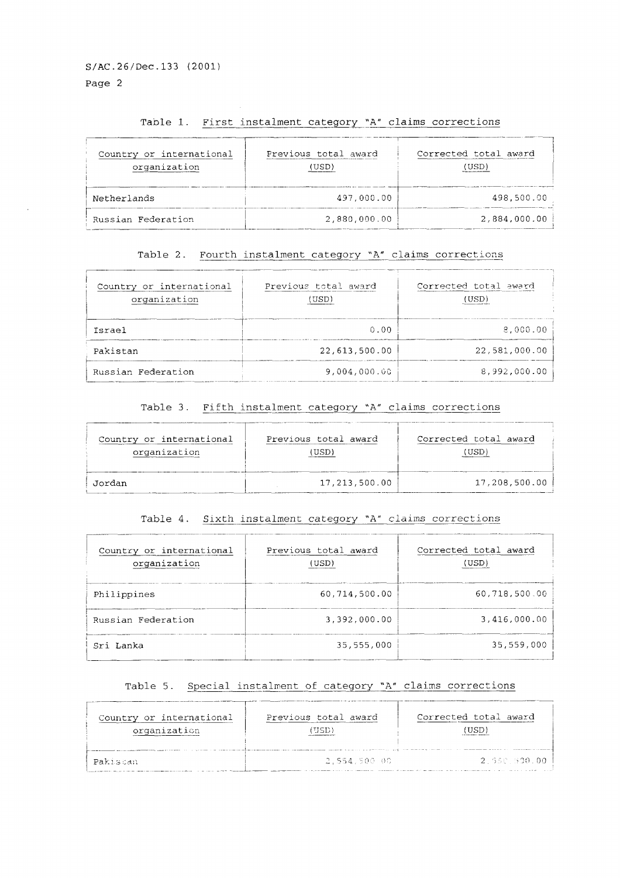Table 1. First instalment category "A" claims corrections

| Country or international organization | Previous total award (USD) | Corrected total award (USD) |
|---|---|---|
| Netherlands | 497,000.00 | 498,500.00 |
| Russian Federation | 2,880,000.00 | 2,884,000.00 |

Table 2. Fourth instalment category "A" claims corrections

| Country or international organization | Previous total award (USD) | Corrected total award (USD) |
|---|---|---|
| Israel | 0.00 | 8,000.00 |
| Pakistan | 22,613,500.00 | 22,581,000.00 |
| Russian Federation | 9,004,000.00 | 8,992,000.00 |

Table 3. Fifth instalment category "A" claims corrections

| Country or international organization | Previous total award (USD) | Corrected total award (USD) |
|---|---|---|
| Jordan | 17,213,500.00 | 17,208,500.00 |

Table 4. Sixth instalment category "A" claims corrections

| Country or international organization | Previous total award (USD) | Corrected total award (USD) |
|---|---|---|
| Philippines | 60,714,500.00 | 60,718,500.00 |
| Russian Federation | 3,392,000.00 | 3,416,000.00 |
| Sri Lanka | 35,555,000 | 35,559,000 |

Table 5. Special instalment of category "A" claims corrections

| Country or international organization | Previous total award (USD) | Corrected total award (USD) |
|---|---|---|
| Pakistan | 2,554,500.00 | 2,550,500.00 |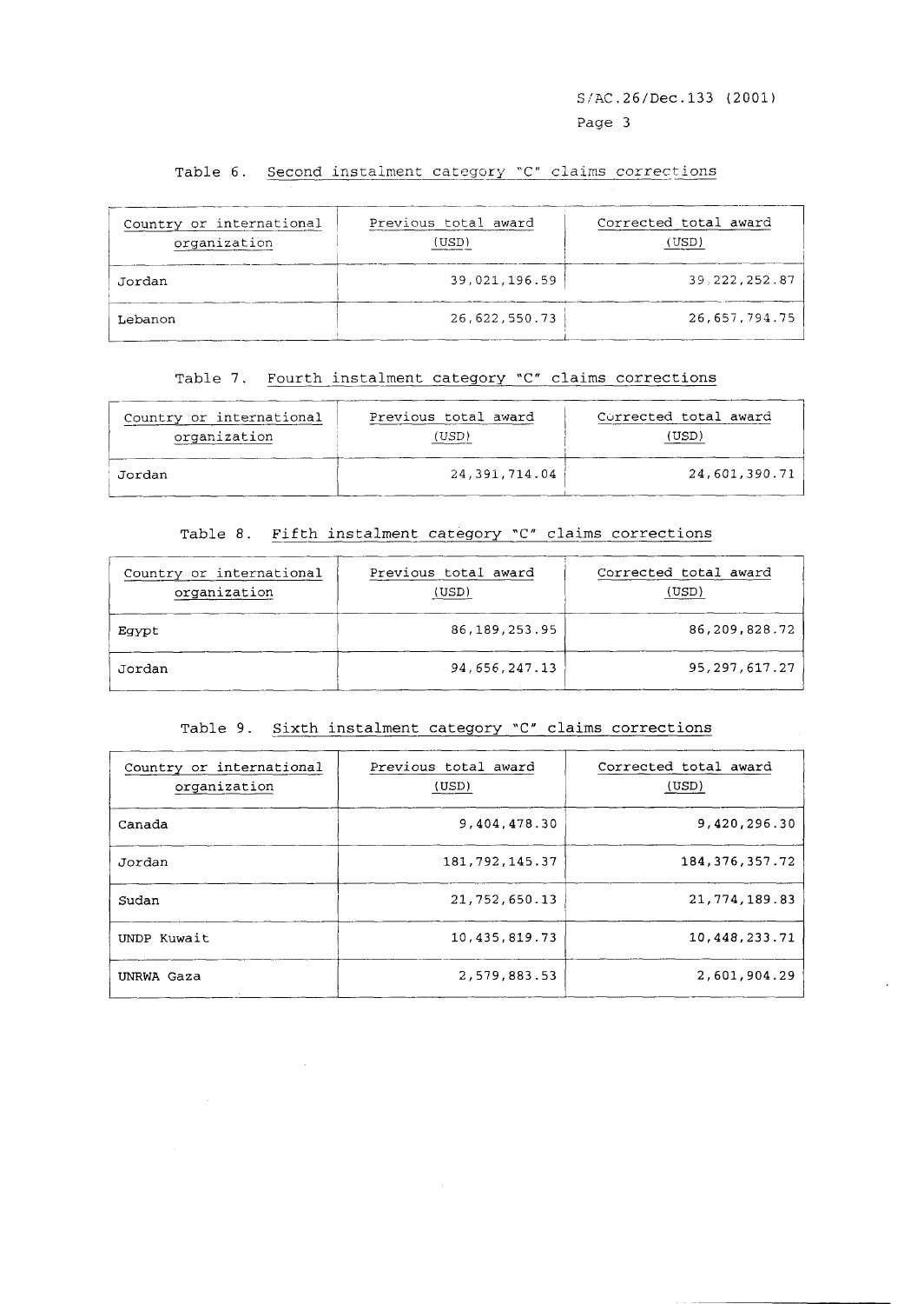Table 6. Second instalment category "C" claims corrections

| Country or international organization | Previous total award (USD) | Corrected total award (USD) |
|---|---|---|
| Jordan | 39,021,196.59 | 39,222,252.87 |
| Lebanon | 26,622,550.73 | 26,657,794.75 |

Table 7. Fourth instalment category "C" claims corrections

| Country or international organization | Previous total award (USD) | Corrected total award (USD) |
|---|---|---|
| Jordan | 24,391,714.04 | 24,601,390.71 |

Table 8. Fifth instalment category "C" claims corrections

| Country or international organization | Previous total award (USD) | Corrected total award (USD) |
|---|---|---|
| Egypt | 86,189,253.95 | 86,209,828.72 |
| Jordan | 94,656,247.13 | 95,297,617.27 |

Table 9. Sixth instalment category "C" claims corrections

| Country or international organization | Previous total award (USD) | Corrected total award (USD) |
|---|---|---|
| Canada | 9,404,478.30 | 9,420,296.30 |
| Jordan | 181,792,145.37 | 184,376,357.72 |
| Sudan | 21,752,650.13 | 21,774,189.83 |
| UNDP Kuwait | 10,435,819.73 | 10,448,233.71 |
| UNRWA Gaza | 2,579,883.53 | 2,601,904.29 |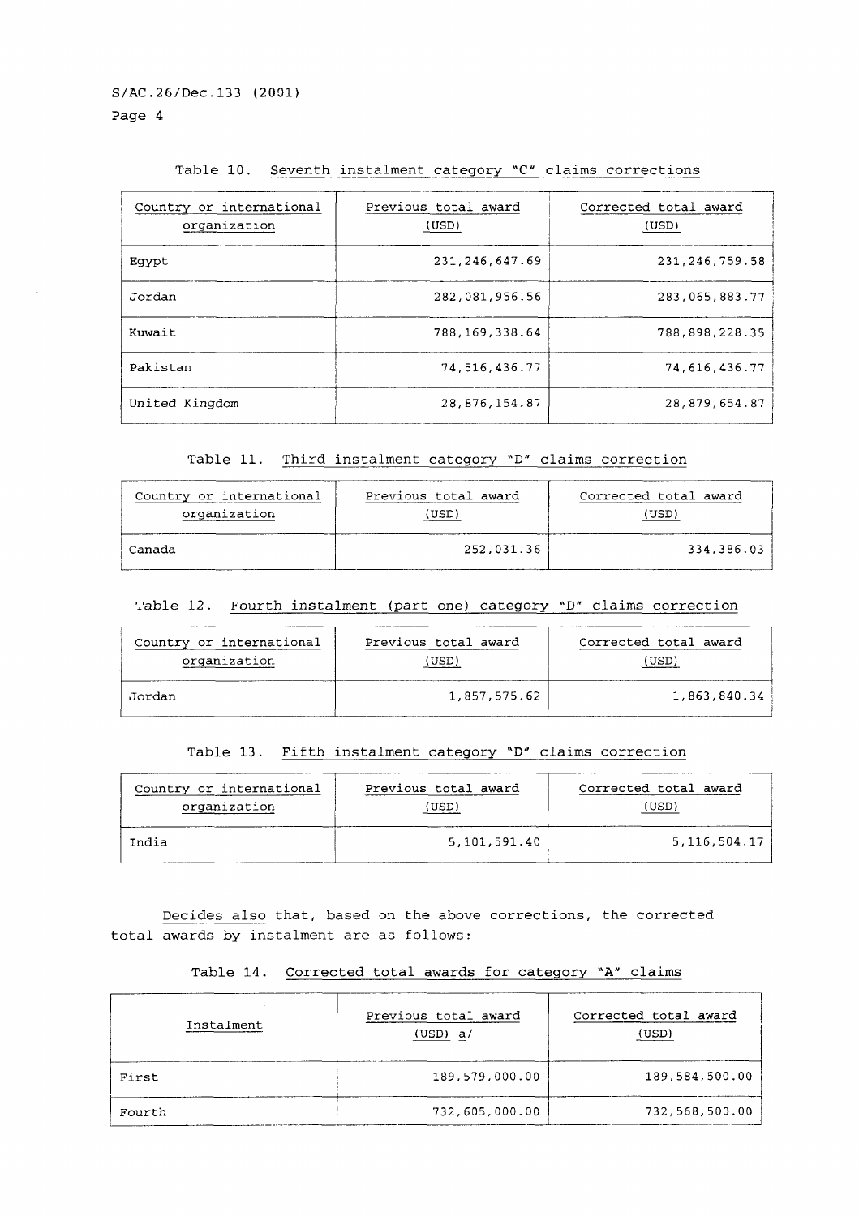Table 10. Seventh instalment category "C" claims corrections

| Country or international organization | Previous total award (USD) | Corrected total award (USD) |
|---|---|---|
| Egypt | 231,246,647.69 | 231,246,759.58 |
| Jordan | 282,081,956.56 | 283,065,883.77 |
| Kuwait | 788,169,338.64 | 788,898,228.35 |
| Pakistan | 74,516,436.77 | 74,616,436.77 |
| United Kingdom | 28,876,154.87 | 28,879,654.87 |

Table 11. Third instalment category "D" claims correction

| Country or international organization | Previous total award (USD) | Corrected total award (USD) |
|---|---|---|
| Canada | 252,031.36 | 334,386.03 |

Table 12. Fourth instalment (part one) category "D" claims correction

| Country or international organization | Previous total award (USD) | Corrected total award (USD) |
|---|---|---|
| Jordan | 1,857,575.62 | 1,863,840.34 |

Table 13. Fifth instalment category "D" claims correction

| Country or international organization | Previous total award (USD) | Corrected total award (USD) |
|---|---|---|
| India | 5,101,591.40 | 5,116,504.17 |

Decides also that, based on the above corrections, the corrected total awards by instalment are as follows:

Table 14. Corrected total awards for category "A" claims

| Instalment | Previous total award (USD) a/ | Corrected total award (USD) |
|---|---|---|
| First | 189,579,000.00 | 189,584,500.00 |
| Fourth | 732,605,000.00 | 732,568,500.00 |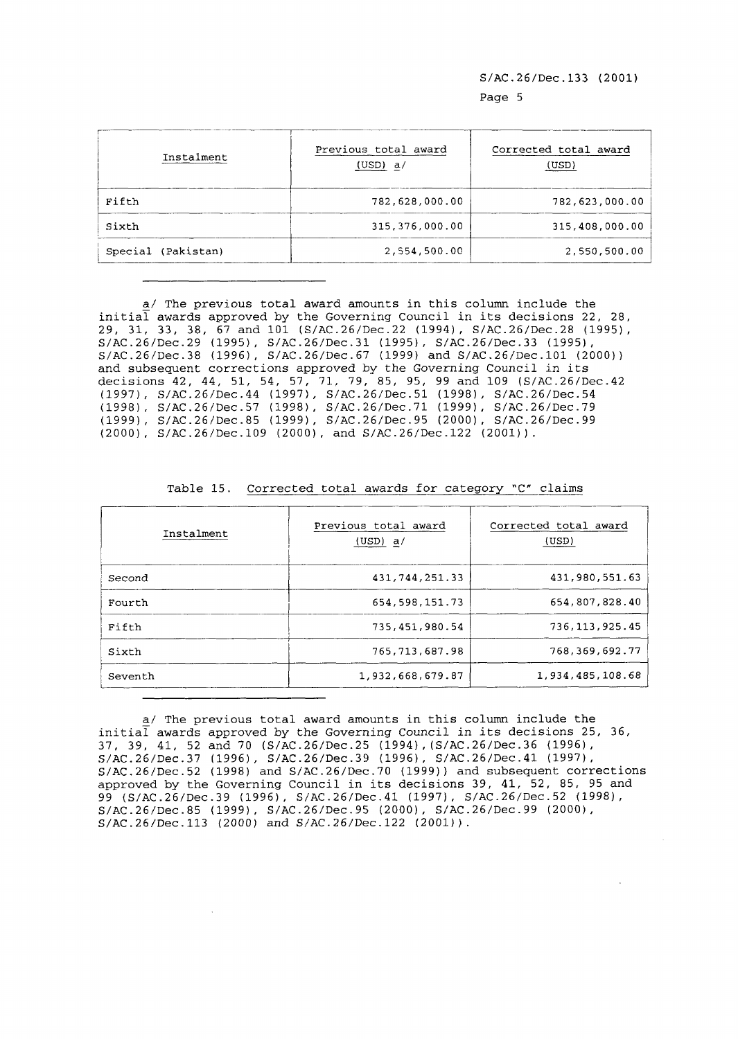| Instalment | Previous total award (USD) a/ | Corrected total award (USD) |
| --- | --- | --- |
| Fifth | 782,628,000.00 | 782,623,000.00 |
| Sixth | 315,376,000.00 | 315,408,000.00 |
| Special (Pakistan) | 2,554,500.00 | 2,550,500.00 |

---

a/ The previous total award amounts in this column include the initial awards approved by the Governing Council in its decisions 22, 28, 29, 31, 33, 38, 67 and 101 (S/AC.26/Dec.22 (1994), S/AC.26/Dec.28 (1995), S/AC.26/Dec.29 (1995), S/AC.26/Dec.31 (1995), S/AC.26/Dec.33 (1995), S/AC.26/Dec.38 (1996), S/AC.26/Dec.67 (1999) and S/AC.26/Dec.101 (2000)) and subsequent corrections approved by the Governing Council in its decisions 42, 44, 51, 54, 57, 71, 79, 85, 95, 99 and 109 (S/AC.26/Dec.42 (1997), S/AC.26/Dec.44 (1997), S/AC.26/Dec.51 (1998), S/AC.26/Dec.54 (1998), S/AC.26/Dec.57 (1998), S/AC.26/Dec.71 (1999), S/AC.26/Dec.79 (1999), S/AC.26/Dec.85 (1999), S/AC.26/Dec.95 (2000), S/AC.26/Dec.99 (2000), S/AC.26/Dec.109 (2000), and S/AC.26/Dec.122 (2001)).

Table 15. Corrected total awards for category "C" claims

| Instalment | Previous total award (USD) a/ | Corrected total award (USD) |
| --- | --- | --- |
| Second | 431,744,251.33 | 431,980,551.63 |
| Fourth | 654,598,151.73 | 654,807,828.40 |
| Fifth | 735,451,980.54 | 736,113,925.45 |
| Sixth | 765,713,687.98 | 768,369,692.77 |
| Seventh | 1,932,668,679.87 | 1,934,485,108.68 |

---

a/ The previous total award amounts in this column include the initial awards approved by the Governing Council in its decisions 25, 36, 37, 39, 41, 52 and 70 (S/AC.26/Dec.25 (1994),(S/AC.26/Dec.36 (1996), S/AC.26/Dec.37 (1996), S/AC.26/Dec.39 (1996), S/AC.26/Dec.41 (1997), S/AC.26/Dec.52 (1998) and S/AC.26/Dec.70 (1999)) and subsequent corrections approved by the Governing Council in its decisions 39, 41, 52, 85, 95 and 99 (S/AC.26/Dec.39 (1996), S/AC.26/Dec.41 (1997), S/AC.26/Dec.52 (1998), S/AC.26/Dec.85 (1999), S/AC.26/Dec.95 (2000), S/AC.26/Dec.99 (2000), S/AC.26/Dec.113 (2000) and S/AC.26/Dec.122 (2001)).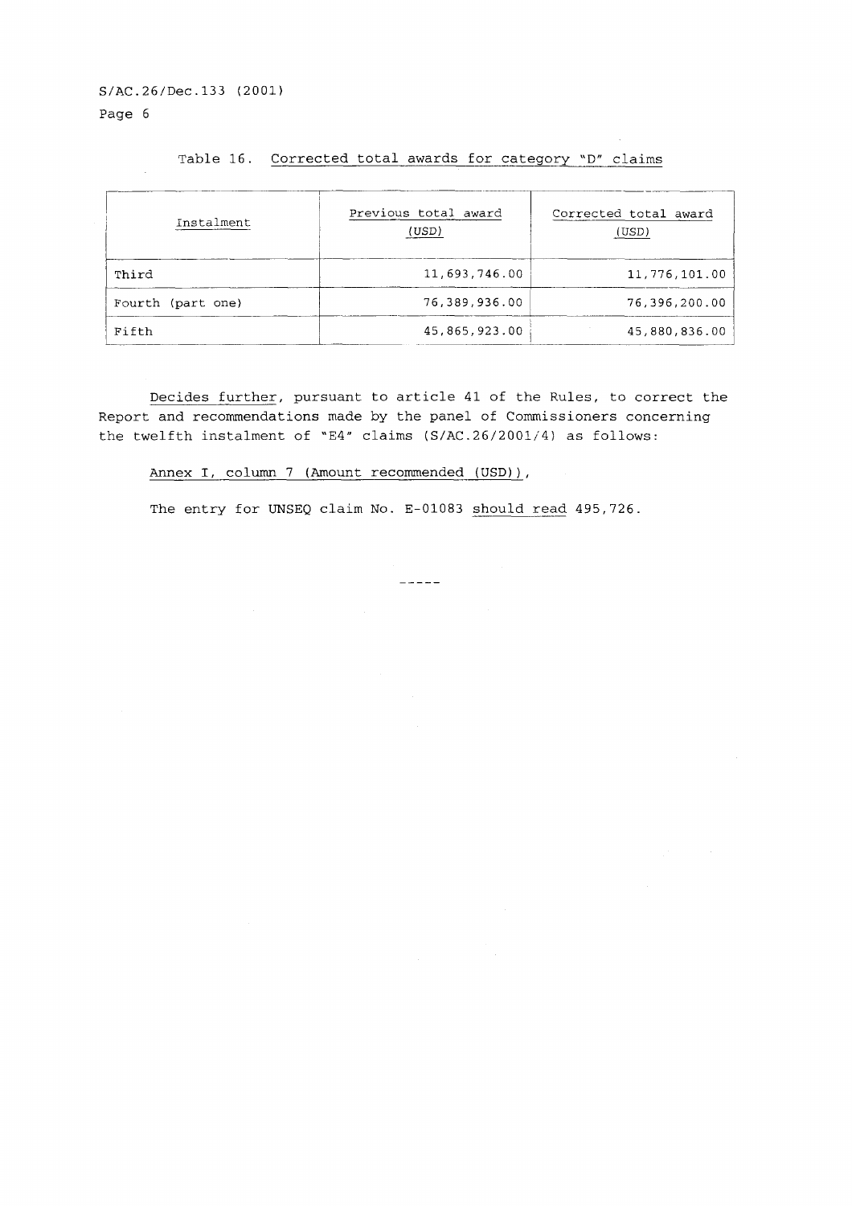Table 16. Corrected total awards for category "D" claims

| Instalment | Previous total award (USD) | Corrected total award (USD) |
|---|---|---|
| Third | 11,693,746.00 | 11,776,101.00 |
| Fourth (part one) | 76,389,936.00 | 76,396,200.00 |
| Fifth | 45,865,923.00 | 45,880,836.00 |

Decides further, pursuant to article 41 of the Rules, to correct the Report and recommendations made by the panel of Commissioners concerning the twelfth instalment of "E4" claims (S/AC.26/2001/4) as follows:

Annex I, column 7 (Amount recommended (USD)),

The entry for UNSEQ claim No. E-01083 should read 495,726.

-----